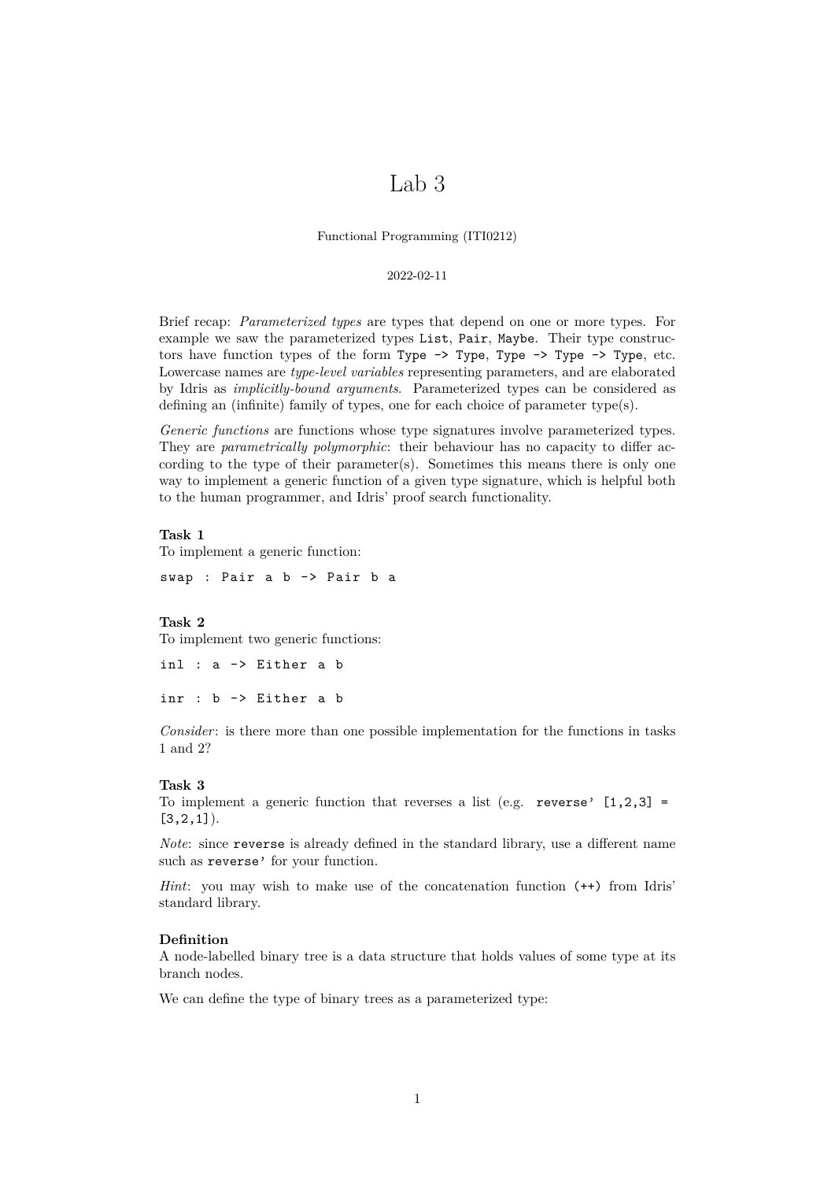# Lab 3

Functional Programming (ITI0212)

2022-02-11

Brief recap: *Parameterized types* are types that depend on one or more types. For example we saw the parameterized types `List`, `Pair`, `Maybe`. Their type constructors have function types of the form `Type -> Type`, `Type -> Type -> Type`, etc. Lowercase names are *type-level variables* representing parameters, and are elaborated by Idris as *implicitly-bound arguments*. Parameterized types can be considered as defining an (infinite) family of types, one for each choice of parameter type(s).

*Generic functions* are functions whose type signatures involve parameterized types. They are *parametrically polymorphic*: their behaviour has no capacity to differ according to the type of their parameter(s). Sometimes this means there is only one way to implement a generic function of a given type signature, which is helpful both to the human programmer, and Idris' proof search functionality.

**Task 1**
To implement a generic function:

```
swap : Pair a b -> Pair b a
```

**Task 2**
To implement two generic functions:

```
inl : a -> Either a b
```

```
inr : b -> Either a b
```

*Consider*: is there more than one possible implementation for the functions in tasks 1 and 2?

**Task 3**
To implement a generic function that reverses a list (e.g. `reverse' [1,2,3] = [3,2,1]`).

*Note*: since `reverse` is already defined in the standard library, use a different name such as `reverse'` for your function.

*Hint*: you may wish to make use of the concatenation function `(++)` from Idris' standard library.

**Definition**
A node-labelled binary tree is a data structure that holds values of some type at its branch nodes.

We can define the type of binary trees as a parameterized type: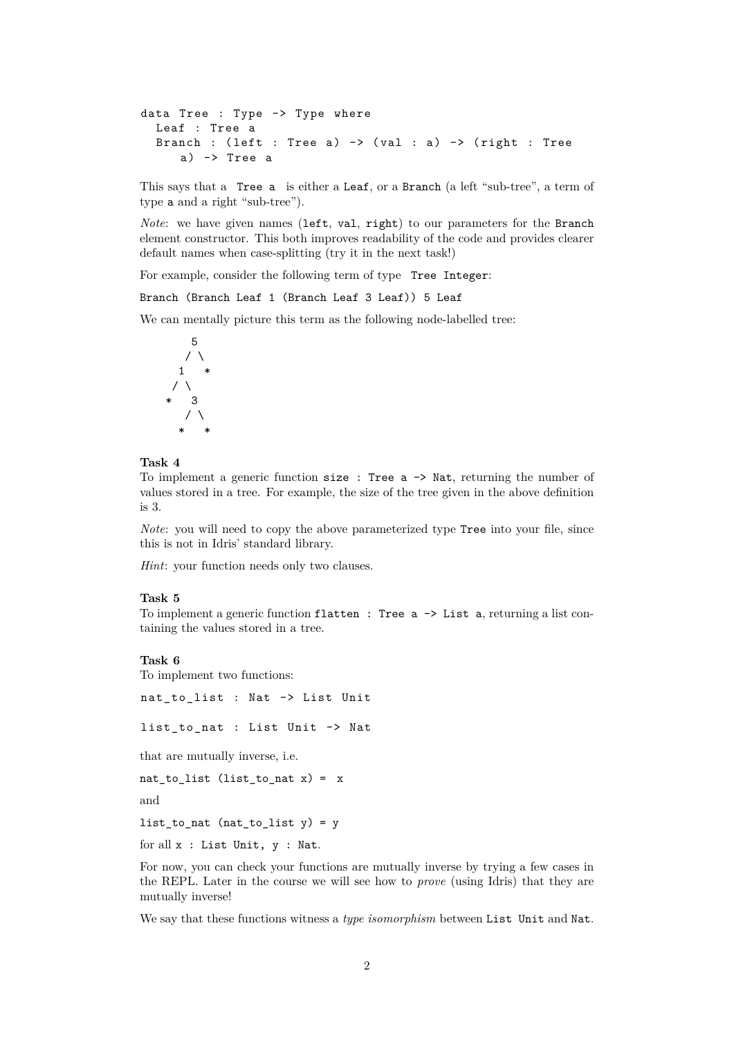```
data Tree : Type -> Type where
  Leaf : Tree a
  Branch : (left : Tree a) -> (val : a) -> (right : Tree
     a) -> Tree a
```

This says that a `Tree a` is either a `Leaf`, or a `Branch` (a left "sub-tree", a term of type `a` and a right "sub-tree").

*Note*: we have given names (`left`, `val`, `right`) to our parameters for the `Branch` element constructor. This both improves readability of the code and provides clearer default names when case-splitting (try it in the next task!)

For example, consider the following term of type `Tree Integer`:

`Branch (Branch Leaf 1 (Branch Leaf 3 Leaf)) 5 Leaf`

We can mentally picture this term as the following node-labelled tree:

```
       5
      / \
     1   *
    / \
   *   3
      / \
     *   *
```

**Task 4**
To implement a generic function `size : Tree a -> Nat`, returning the number of values stored in a tree. For example, the size of the tree given in the above definition is 3.

*Note*: you will need to copy the above parameterized type `Tree` into your file, since this is not in Idris' standard library.

*Hint*: your function needs only two clauses.

**Task 5**
To implement a generic function `flatten : Tree a -> List a`, returning a list containing the values stored in a tree.

**Task 6**
To implement two functions:

```
nat_to_list : Nat -> List Unit
```

```
list_to_nat : List Unit -> Nat
```

that are mutually inverse, i.e.

`nat_to_list (list_to_nat x) = x`

and

`list_to_nat (nat_to_list y) = y`

for all `x : List Unit, y : Nat`.

For now, you can check your functions are mutually inverse by trying a few cases in the REPL. Later in the course we will see how to *prove* (using Idris) that they are mutually inverse!

We say that these functions witness a *type isomorphism* between `List Unit` and `Nat`.